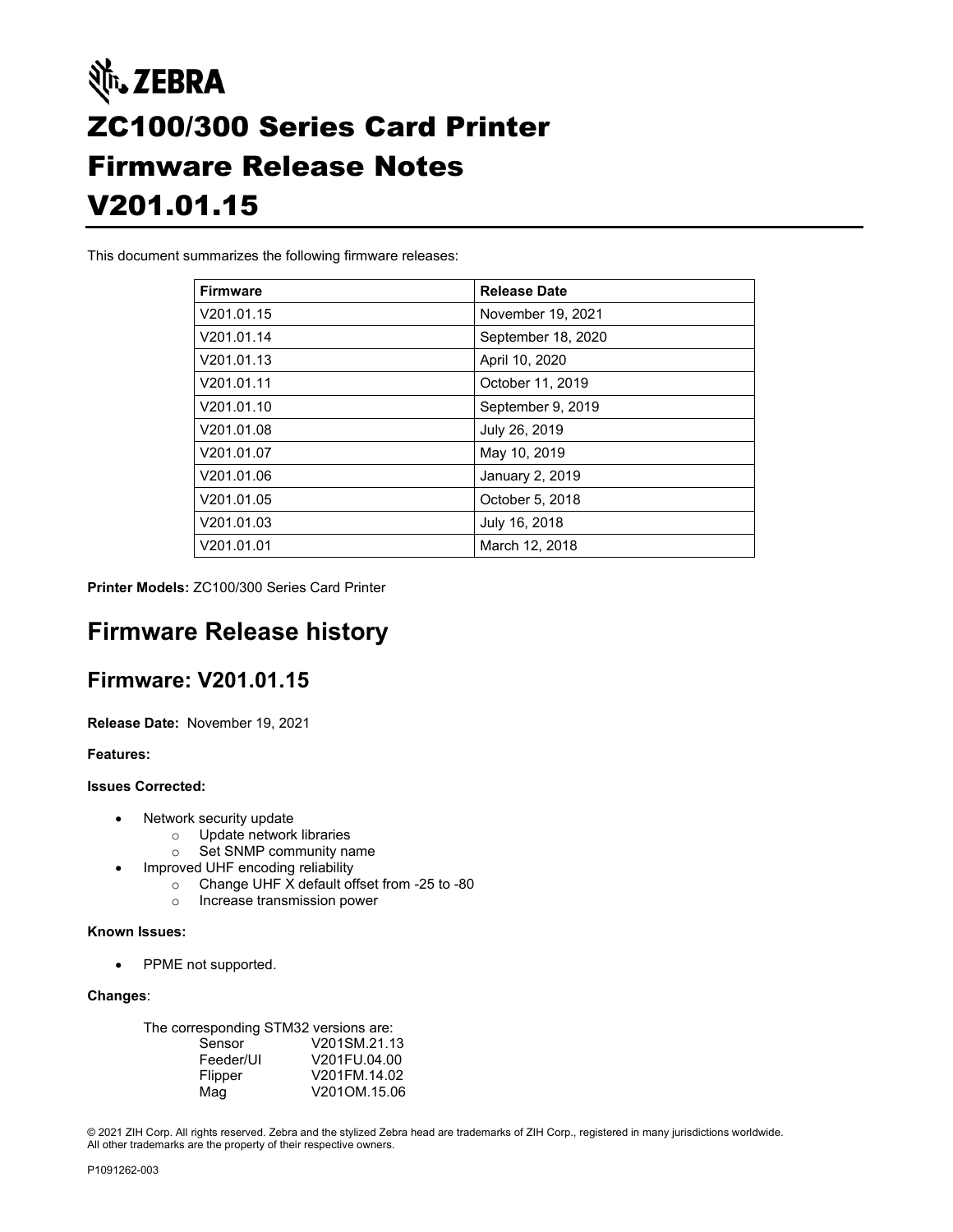# ZEBRA

# ZC100/300 Series Card Printer Firmware Release Notes V201.01.15

This document summarizes the following firmware releases:

| Firmware | Release Date |
|---|---|
| V201.01.15 | November 19, 2021 |
| V201.01.14 | September 18, 2020 |
| V201.01.13 | April 10, 2020 |
| V201.01.11 | October 11, 2019 |
| V201.01.10 | September 9, 2019 |
| V201.01.08 | July 26, 2019 |
| V201.01.07 | May 10, 2019 |
| V201.01.06 | January 2, 2019 |
| V201.01.05 | October 5, 2018 |
| V201.01.03 | July 16, 2018 |
| V201.01.01 | March 12, 2018 |

**Printer Models:** ZC100/300 Series Card Printer

## Firmware Release history

### Firmware: V201.01.15

**Release Date:** November 19, 2021

**Features:**

**Issues Corrected:**

- Network security update
  - Update network libraries
  - Set SNMP community name
- Improved UHF encoding reliability
  - Change UHF X default offset from -25 to -80
  - Increase transmission power

**Known Issues:**

- PPME not supported.

**Changes**:

The corresponding STM32 versions are:

| | |
|---|---|
| Sensor | V201SM.21.13 |
| Feeder/UI | V201FU.04.00 |
| Flipper | V201FM.14.02 |
| Mag | V201OM.15.06 |

© 2021 ZIH Corp. All rights reserved. Zebra and the stylized Zebra head are trademarks of ZIH Corp., registered in many jurisdictions worldwide. All other trademarks are the property of their respective owners.

P1091262-003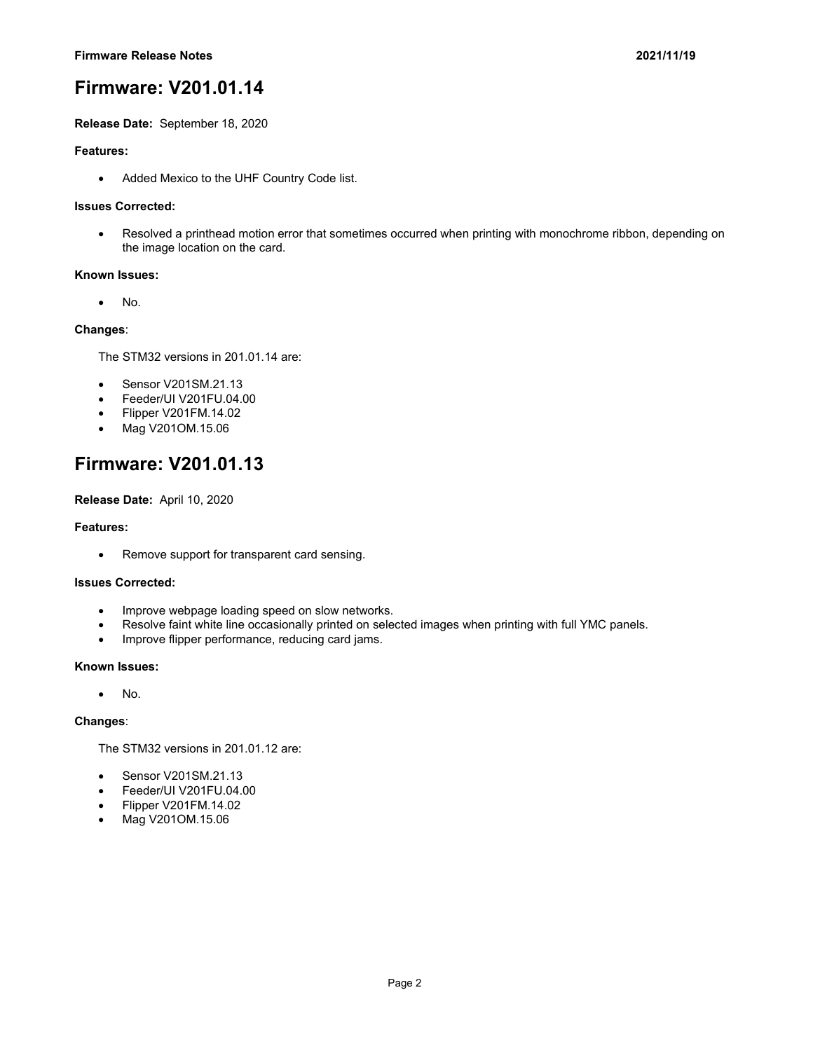# Firmware: V201.01.14

**Release Date:** September 18, 2020

**Features:**

- Added Mexico to the UHF Country Code list.

**Issues Corrected:**

- Resolved a printhead motion error that sometimes occurred when printing with monochrome ribbon, depending on the image location on the card.

**Known Issues:**

- No.

**Changes**:

The STM32 versions in 201.01.14 are:

- Sensor V201SM.21.13
- Feeder/UI V201FU.04.00
- Flipper V201FM.14.02
- Mag V201OM.15.06

# Firmware: V201.01.13

**Release Date:** April 10, 2020

**Features:**

- Remove support for transparent card sensing.

**Issues Corrected:**

- Improve webpage loading speed on slow networks.
- Resolve faint white line occasionally printed on selected images when printing with full YMC panels.
- Improve flipper performance, reducing card jams.

**Known Issues:**

- No.

**Changes**:

The STM32 versions in 201.01.12 are:

- Sensor V201SM.21.13
- Feeder/UI V201FU.04.00
- Flipper V201FM.14.02
- Mag V201OM.15.06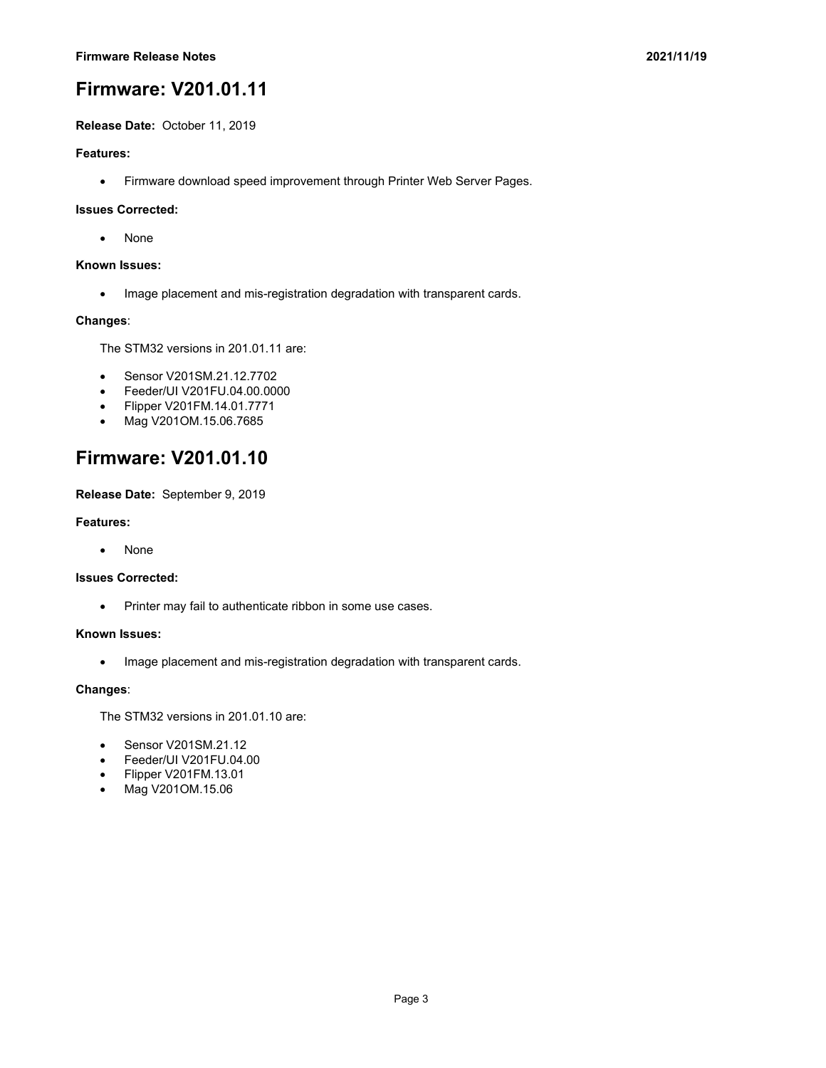# Firmware: V201.01.11

**Release Date:** October 11, 2019

**Features:**

- Firmware download speed improvement through Printer Web Server Pages.

**Issues Corrected:**

- None

**Known Issues:**

- Image placement and mis-registration degradation with transparent cards.

**Changes**:

The STM32 versions in 201.01.11 are:

- Sensor V201SM.21.12.7702
- Feeder/UI V201FU.04.00.0000
- Flipper V201FM.14.01.7771
- Mag V201OM.15.06.7685

# Firmware: V201.01.10

**Release Date:** September 9, 2019

**Features:**

- None

**Issues Corrected:**

- Printer may fail to authenticate ribbon in some use cases.

**Known Issues:**

- Image placement and mis-registration degradation with transparent cards.

**Changes**:

The STM32 versions in 201.01.10 are:

- Sensor V201SM.21.12
- Feeder/UI V201FU.04.00
- Flipper V201FM.13.01
- Mag V201OM.15.06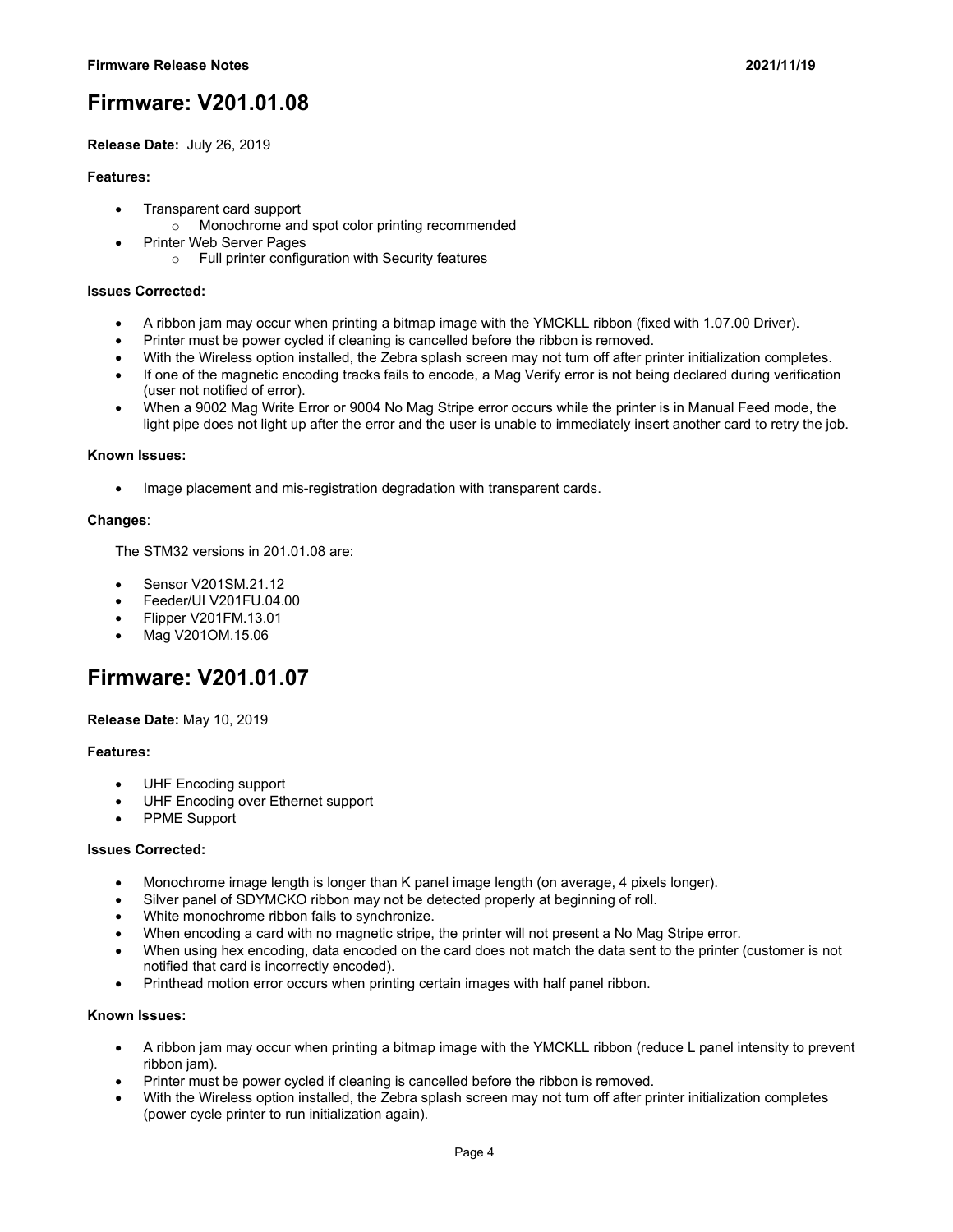# Firmware: V201.01.08

**Release Date:** July 26, 2019

**Features:**

- Transparent card support
  - Monochrome and spot color printing recommended
- Printer Web Server Pages
  - Full printer configuration with Security features

**Issues Corrected:**

- A ribbon jam may occur when printing a bitmap image with the YMCKLL ribbon (fixed with 1.07.00 Driver).
- Printer must be power cycled if cleaning is cancelled before the ribbon is removed.
- With the Wireless option installed, the Zebra splash screen may not turn off after printer initialization completes.
- If one of the magnetic encoding tracks fails to encode, a Mag Verify error is not being declared during verification (user not notified of error).
- When a 9002 Mag Write Error or 9004 No Mag Stripe error occurs while the printer is in Manual Feed mode, the light pipe does not light up after the error and the user is unable to immediately insert another card to retry the job.

**Known Issues:**

- Image placement and mis-registration degradation with transparent cards.

**Changes**:

The STM32 versions in 201.01.08 are:

- Sensor V201SM.21.12
- Feeder/UI V201FU.04.00
- Flipper V201FM.13.01
- Mag V201OM.15.06

# Firmware: V201.01.07

**Release Date:** May 10, 2019

**Features:**

- UHF Encoding support
- UHF Encoding over Ethernet support
- PPME Support

**Issues Corrected:**

- Monochrome image length is longer than K panel image length (on average, 4 pixels longer).
- Silver panel of SDYMCKO ribbon may not be detected properly at beginning of roll.
- White monochrome ribbon fails to synchronize.
- When encoding a card with no magnetic stripe, the printer will not present a No Mag Stripe error.
- When using hex encoding, data encoded on the card does not match the data sent to the printer (customer is not notified that card is incorrectly encoded).
- Printhead motion error occurs when printing certain images with half panel ribbon.

**Known Issues:**

- A ribbon jam may occur when printing a bitmap image with the YMCKLL ribbon (reduce L panel intensity to prevent ribbon jam).
- Printer must be power cycled if cleaning is cancelled before the ribbon is removed.
- With the Wireless option installed, the Zebra splash screen may not turn off after printer initialization completes (power cycle printer to run initialization again).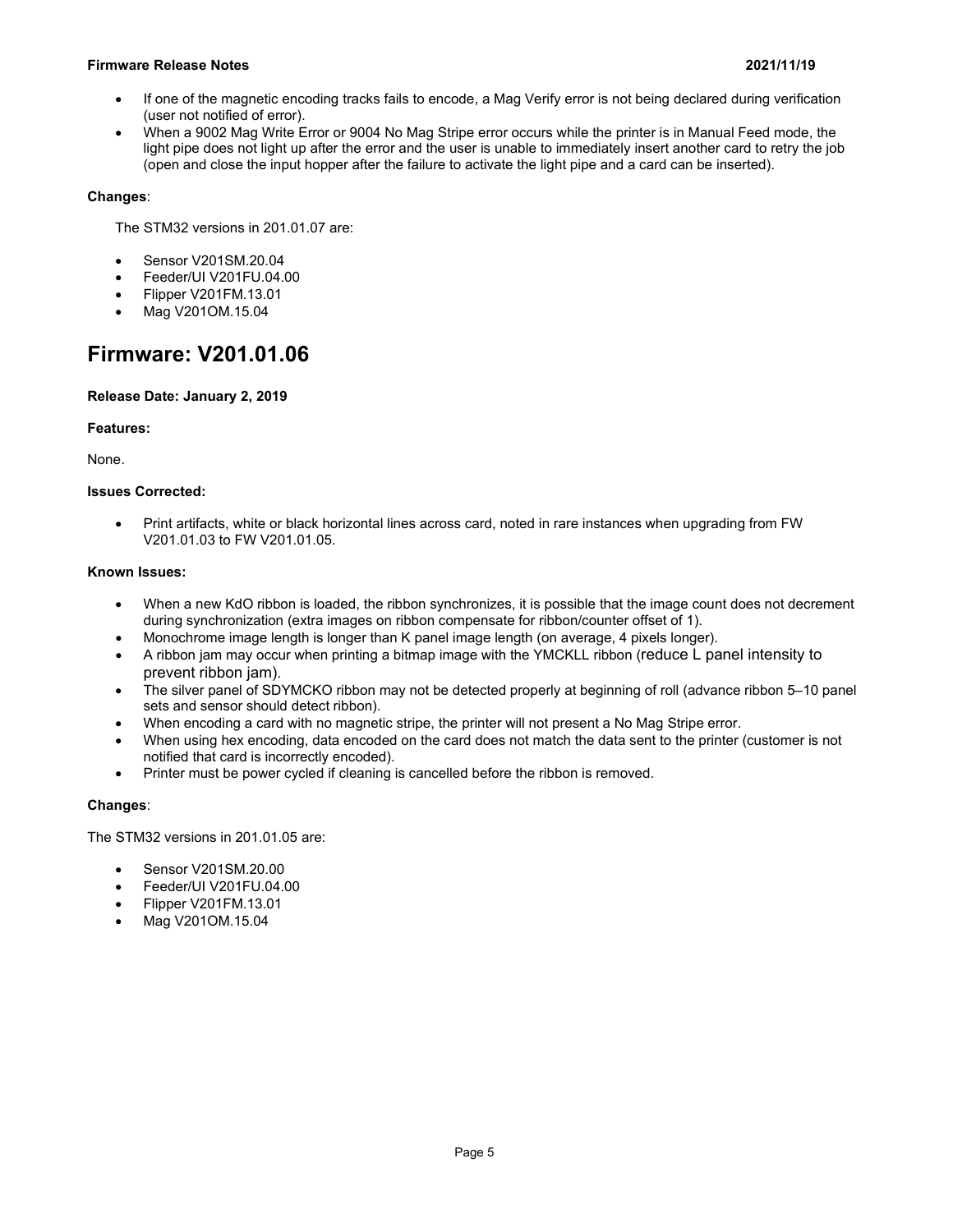- If one of the magnetic encoding tracks fails to encode, a Mag Verify error is not being declared during verification (user not notified of error).
- When a 9002 Mag Write Error or 9004 No Mag Stripe error occurs while the printer is in Manual Feed mode, the light pipe does not light up after the error and the user is unable to immediately insert another card to retry the job (open and close the input hopper after the failure to activate the light pipe and a card can be inserted).

**Changes**:

The STM32 versions in 201.01.07 are:

- Sensor V201SM.20.04
- Feeder/UI V201FU.04.00
- Flipper V201FM.13.01
- Mag V201OM.15.04

# Firmware: V201.01.06

**Release Date: January 2, 2019**

**Features:**

None.

**Issues Corrected:**

- Print artifacts, white or black horizontal lines across card, noted in rare instances when upgrading from FW V201.01.03 to FW V201.01.05.

**Known Issues:**

- When a new KdO ribbon is loaded, the ribbon synchronizes, it is possible that the image count does not decrement during synchronization (extra images on ribbon compensate for ribbon/counter offset of 1).
- Monochrome image length is longer than K panel image length (on average, 4 pixels longer).
- A ribbon jam may occur when printing a bitmap image with the YMCKLL ribbon (reduce L panel intensity to prevent ribbon jam).
- The silver panel of SDYMCKO ribbon may not be detected properly at beginning of roll (advance ribbon 5–10 panel sets and sensor should detect ribbon).
- When encoding a card with no magnetic stripe, the printer will not present a No Mag Stripe error.
- When using hex encoding, data encoded on the card does not match the data sent to the printer (customer is not notified that card is incorrectly encoded).
- Printer must be power cycled if cleaning is cancelled before the ribbon is removed.

**Changes**:

The STM32 versions in 201.01.05 are:

- Sensor V201SM.20.00
- Feeder/UI V201FU.04.00
- Flipper V201FM.13.01
- Mag V201OM.15.04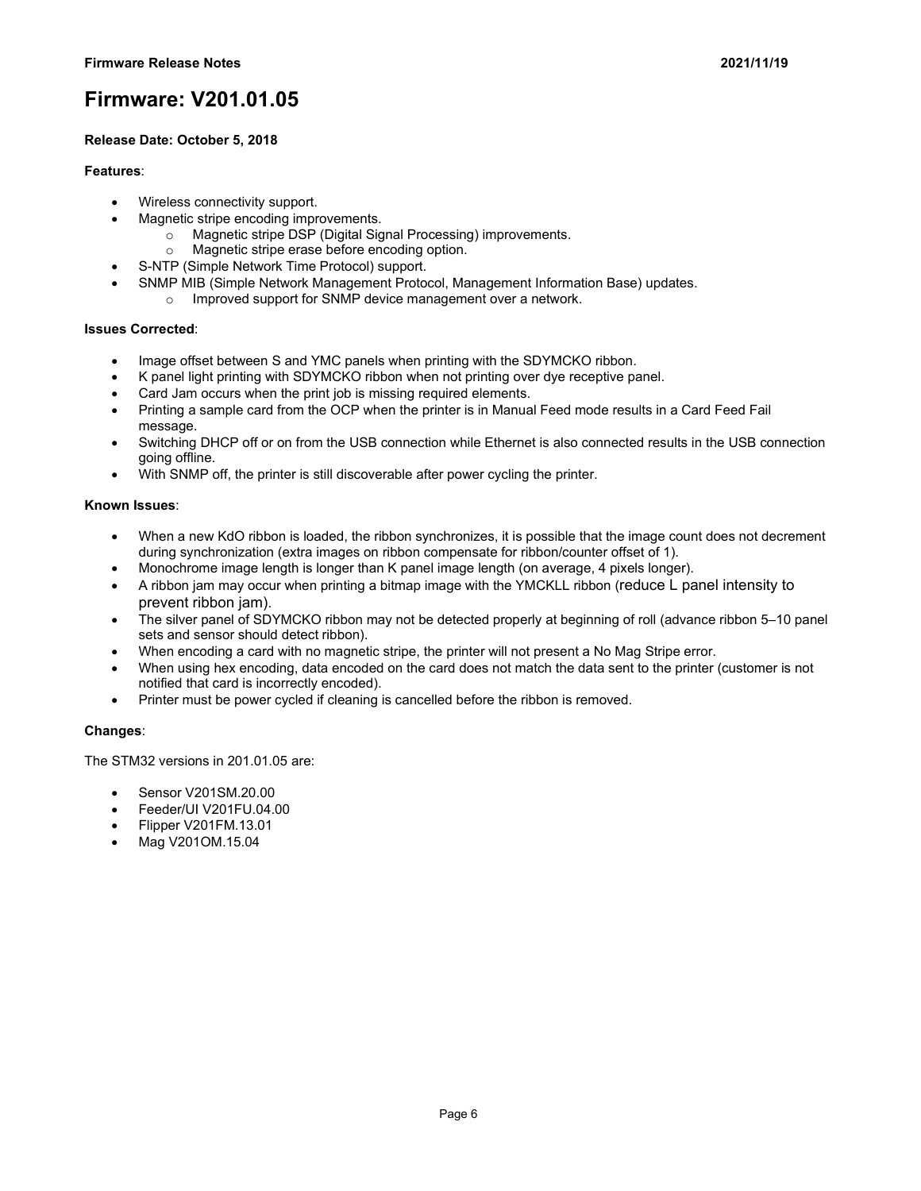# Firmware: V201.01.05

**Release Date: October 5, 2018**

**Features**:

- Wireless connectivity support.
- Magnetic stripe encoding improvements.
  - Magnetic stripe DSP (Digital Signal Processing) improvements.
  - Magnetic stripe erase before encoding option.
- S-NTP (Simple Network Time Protocol) support.
- SNMP MIB (Simple Network Management Protocol, Management Information Base) updates.
  - Improved support for SNMP device management over a network.

**Issues Corrected**:

- Image offset between S and YMC panels when printing with the SDYMCKO ribbon.
- K panel light printing with SDYMCKO ribbon when not printing over dye receptive panel.
- Card Jam occurs when the print job is missing required elements.
- Printing a sample card from the OCP when the printer is in Manual Feed mode results in a Card Feed Fail message.
- Switching DHCP off or on from the USB connection while Ethernet is also connected results in the USB connection going offline.
- With SNMP off, the printer is still discoverable after power cycling the printer.

**Known Issues**:

- When a new KdO ribbon is loaded, the ribbon synchronizes, it is possible that the image count does not decrement during synchronization (extra images on ribbon compensate for ribbon/counter offset of 1).
- Monochrome image length is longer than K panel image length (on average, 4 pixels longer).
- A ribbon jam may occur when printing a bitmap image with the YMCKLL ribbon (reduce L panel intensity to prevent ribbon jam).
- The silver panel of SDYMCKO ribbon may not be detected properly at beginning of roll (advance ribbon 5–10 panel sets and sensor should detect ribbon).
- When encoding a card with no magnetic stripe, the printer will not present a No Mag Stripe error.
- When using hex encoding, data encoded on the card does not match the data sent to the printer (customer is not notified that card is incorrectly encoded).
- Printer must be power cycled if cleaning is cancelled before the ribbon is removed.

**Changes**:

The STM32 versions in 201.01.05 are:

- Sensor V201SM.20.00
- Feeder/UI V201FU.04.00
- Flipper V201FM.13.01
- Mag V201OM.15.04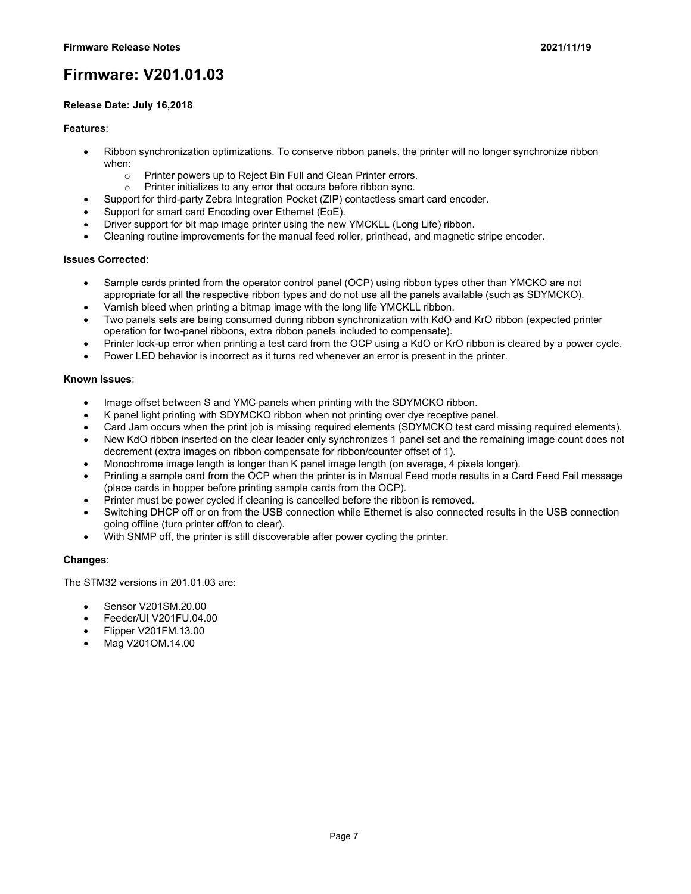# Firmware: V201.01.03

**Release Date: July 16,2018**

**Features**:

- Ribbon synchronization optimizations. To conserve ribbon panels, the printer will no longer synchronize ribbon when:
  - Printer powers up to Reject Bin Full and Clean Printer errors.
  - Printer initializes to any error that occurs before ribbon sync.
- Support for third-party Zebra Integration Pocket (ZIP) contactless smart card encoder.
- Support for smart card Encoding over Ethernet (EoE).
- Driver support for bit map image printer using the new YMCKLL (Long Life) ribbon.
- Cleaning routine improvements for the manual feed roller, printhead, and magnetic stripe encoder.

**Issues Corrected**:

- Sample cards printed from the operator control panel (OCP) using ribbon types other than YMCKO are not appropriate for all the respective ribbon types and do not use all the panels available (such as SDYMCKO).
- Varnish bleed when printing a bitmap image with the long life YMCKLL ribbon.
- Two panels sets are being consumed during ribbon synchronization with KdO and KrO ribbon (expected printer operation for two-panel ribbons, extra ribbon panels included to compensate).
- Printer lock-up error when printing a test card from the OCP using a KdO or KrO ribbon is cleared by a power cycle.
- Power LED behavior is incorrect as it turns red whenever an error is present in the printer.

**Known Issues**:

- Image offset between S and YMC panels when printing with the SDYMCKO ribbon.
- K panel light printing with SDYMCKO ribbon when not printing over dye receptive panel.
- Card Jam occurs when the print job is missing required elements (SDYMCKO test card missing required elements).
- New KdO ribbon inserted on the clear leader only synchronizes 1 panel set and the remaining image count does not decrement (extra images on ribbon compensate for ribbon/counter offset of 1).
- Monochrome image length is longer than K panel image length (on average, 4 pixels longer).
- Printing a sample card from the OCP when the printer is in Manual Feed mode results in a Card Feed Fail message (place cards in hopper before printing sample cards from the OCP).
- Printer must be power cycled if cleaning is cancelled before the ribbon is removed.
- Switching DHCP off or on from the USB connection while Ethernet is also connected results in the USB connection going offline (turn printer off/on to clear).
- With SNMP off, the printer is still discoverable after power cycling the printer.

**Changes**:

The STM32 versions in 201.01.03 are:

- Sensor V201SM.20.00
- Feeder/UI V201FU.04.00
- Flipper V201FM.13.00
- Mag V201OM.14.00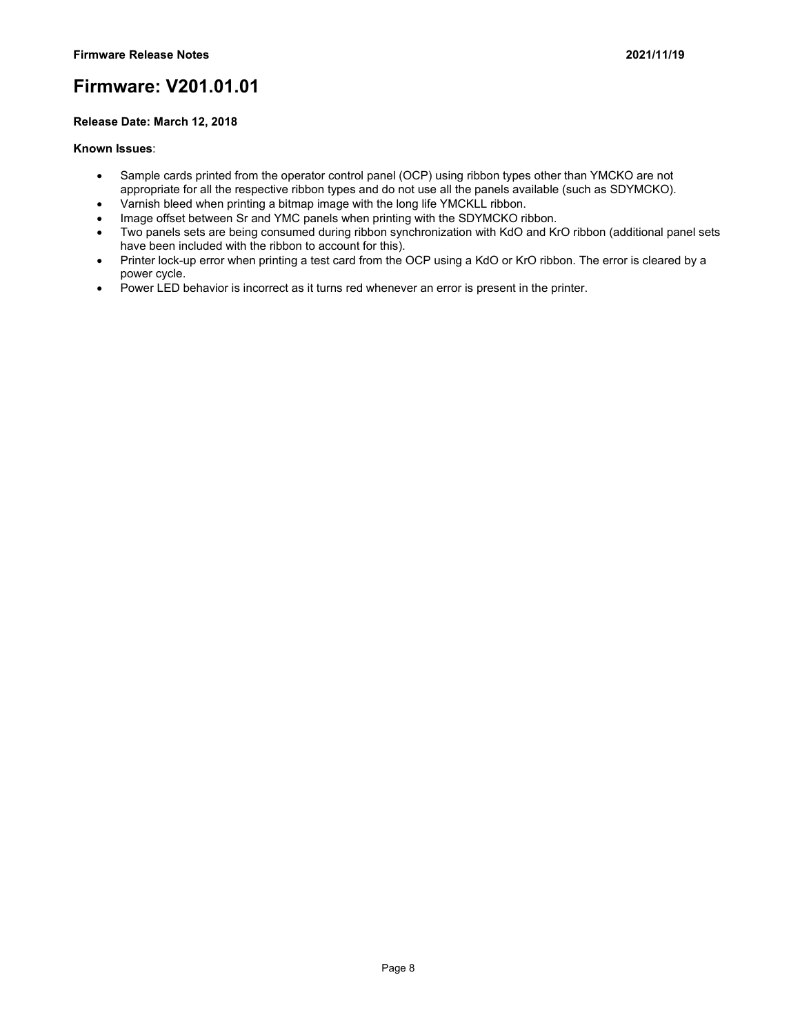# Firmware: V201.01.01

**Release Date: March 12, 2018**

**Known Issues**:

- Sample cards printed from the operator control panel (OCP) using ribbon types other than YMCKO are not appropriate for all the respective ribbon types and do not use all the panels available (such as SDYMCKO).
- Varnish bleed when printing a bitmap image with the long life YMCKLL ribbon.
- Image offset between Sr and YMC panels when printing with the SDYMCKO ribbon.
- Two panels sets are being consumed during ribbon synchronization with KdO and KrO ribbon (additional panel sets have been included with the ribbon to account for this).
- Printer lock-up error when printing a test card from the OCP using a KdO or KrO ribbon. The error is cleared by a power cycle.
- Power LED behavior is incorrect as it turns red whenever an error is present in the printer.